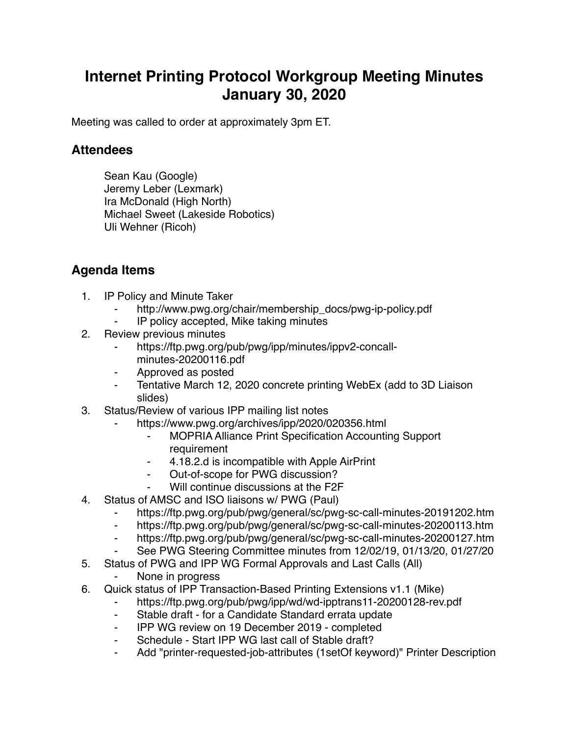# Internet Printing Protocol Workgroup Meeting Minutes January 30, 2020

Meeting was called to order at approximately 3pm ET.

## Attendees

Sean Kau (Google)
Jeremy Leber (Lexmark)
Ira McDonald (High North)
Michael Sweet (Lakeside Robotics)
Uli Wehner (Ricoh)

## Agenda Items

1. IP Policy and Minute Taker
   - http://www.pwg.org/chair/membership_docs/pwg-ip-policy.pdf
   - IP policy accepted, Mike taking minutes
2. Review previous minutes
   - https://ftp.pwg.org/pub/pwg/ipp/minutes/ippv2-concall-minutes-20200116.pdf
   - Approved as posted
   - Tentative March 12, 2020 concrete printing WebEx (add to 3D Liaison slides)
3. Status/Review of various IPP mailing list notes
   - https://www.pwg.org/archives/ipp/2020/020356.html
     - MOPRIA Alliance Print Specification Accounting Support requirement
     - 4.18.2.d is incompatible with Apple AirPrint
     - Out-of-scope for PWG discussion?
     - Will continue discussions at the F2F
4. Status of AMSC and ISO liaisons w/ PWG (Paul)
   - https://ftp.pwg.org/pub/pwg/general/sc/pwg-sc-call-minutes-20191202.htm
   - https://ftp.pwg.org/pub/pwg/general/sc/pwg-sc-call-minutes-20200113.htm
   - https://ftp.pwg.org/pub/pwg/general/sc/pwg-sc-call-minutes-20200127.htm
   - See PWG Steering Committee minutes from 12/02/19, 01/13/20, 01/27/20
5. Status of PWG and IPP WG Formal Approvals and Last Calls (All)
   - None in progress
6. Quick status of IPP Transaction-Based Printing Extensions v1.1 (Mike)
   - https://ftp.pwg.org/pub/pwg/ipp/wd/wd-ipptrans11-20200128-rev.pdf
   - Stable draft - for a Candidate Standard errata update
   - IPP WG review on 19 December 2019 - completed
   - Schedule - Start IPP WG last call of Stable draft?
   - Add "printer-requested-job-attributes (1setOf keyword)" Printer Description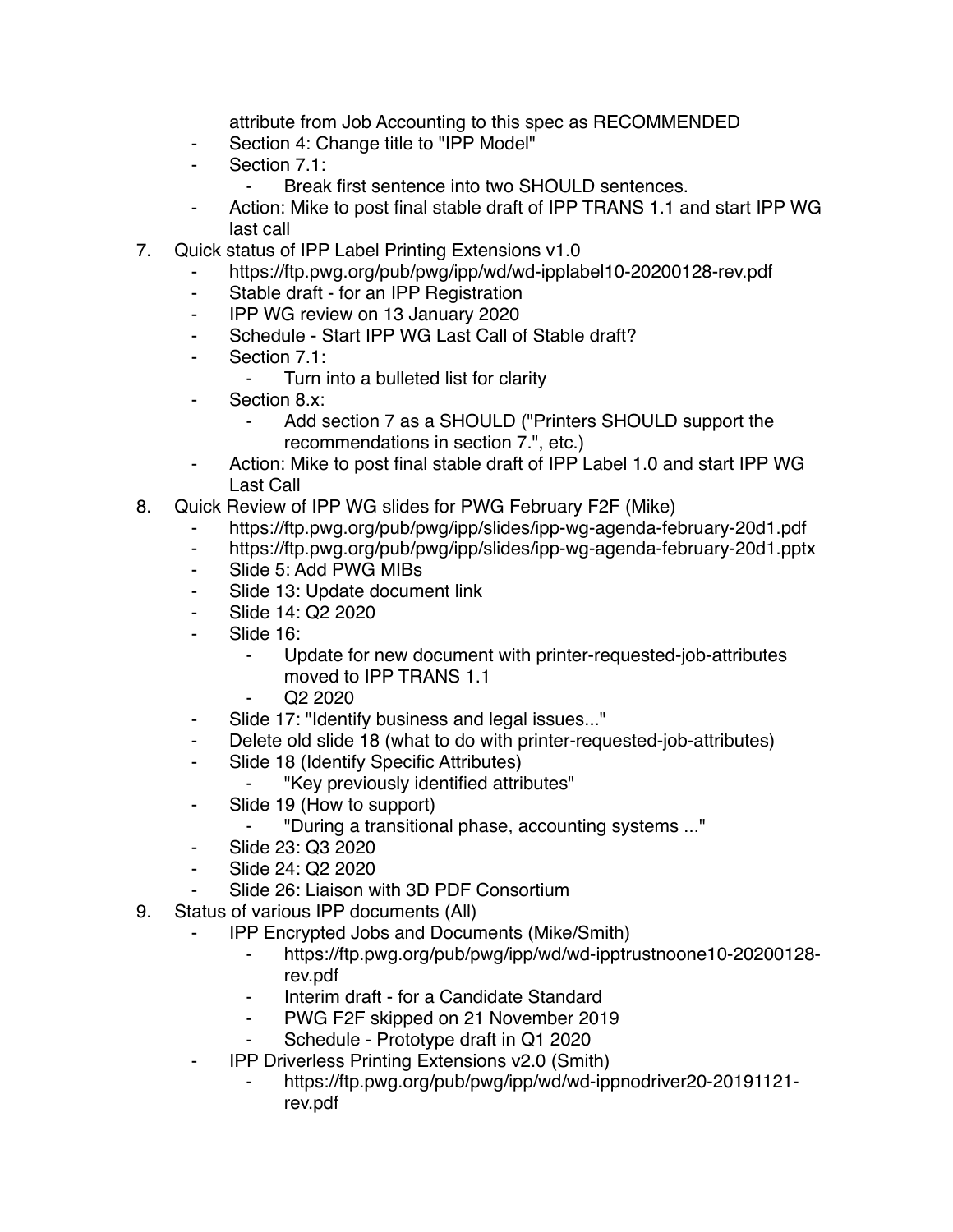attribute from Job Accounting to this spec as RECOMMENDED
    - Section 4: Change title to "IPP Model"
    - Section 7.1:
        - Break first sentence into two SHOULD sentences.
    - Action: Mike to post final stable draft of IPP TRANS 1.1 and start IPP WG last call
7. Quick status of IPP Label Printing Extensions v1.0
    - https://ftp.pwg.org/pub/pwg/ipp/wd/wd-ipplabel10-20200128-rev.pdf
    - Stable draft - for an IPP Registration
    - IPP WG review on 13 January 2020
    - Schedule - Start IPP WG Last Call of Stable draft?
    - Section 7.1:
        - Turn into a bulleted list for clarity
    - Section 8.x:
        - Add section 7 as a SHOULD ("Printers SHOULD support the recommendations in section 7.", etc.)
    - Action: Mike to post final stable draft of IPP Label 1.0 and start IPP WG Last Call
8. Quick Review of IPP WG slides for PWG February F2F (Mike)
    - https://ftp.pwg.org/pub/pwg/ipp/slides/ipp-wg-agenda-february-20d1.pdf
    - https://ftp.pwg.org/pub/pwg/ipp/slides/ipp-wg-agenda-february-20d1.pptx
    - Slide 5: Add PWG MIBs
    - Slide 13: Update document link
    - Slide 14: Q2 2020
    - Slide 16:
        - Update for new document with printer-requested-job-attributes moved to IPP TRANS 1.1
        - Q2 2020
    - Slide 17: "Identify business and legal issues..."
    - Delete old slide 18 (what to do with printer-requested-job-attributes)
    - Slide 18 (Identify Specific Attributes)
        - "Key previously identified attributes"
    - Slide 19 (How to support)
        - "During a transitional phase, accounting systems ..."
    - Slide 23: Q3 2020
    - Slide 24: Q2 2020
    - Slide 26: Liaison with 3D PDF Consortium
9. Status of various IPP documents (All)
    - IPP Encrypted Jobs and Documents (Mike/Smith)
        - https://ftp.pwg.org/pub/pwg/ipp/wd/wd-ipptrustnoone10-20200128-rev.pdf
        - Interim draft - for a Candidate Standard
        - PWG F2F skipped on 21 November 2019
        - Schedule - Prototype draft in Q1 2020
    - IPP Driverless Printing Extensions v2.0 (Smith)
        - https://ftp.pwg.org/pub/pwg/ipp/wd/wd-ippnodriver20-20191121-rev.pdf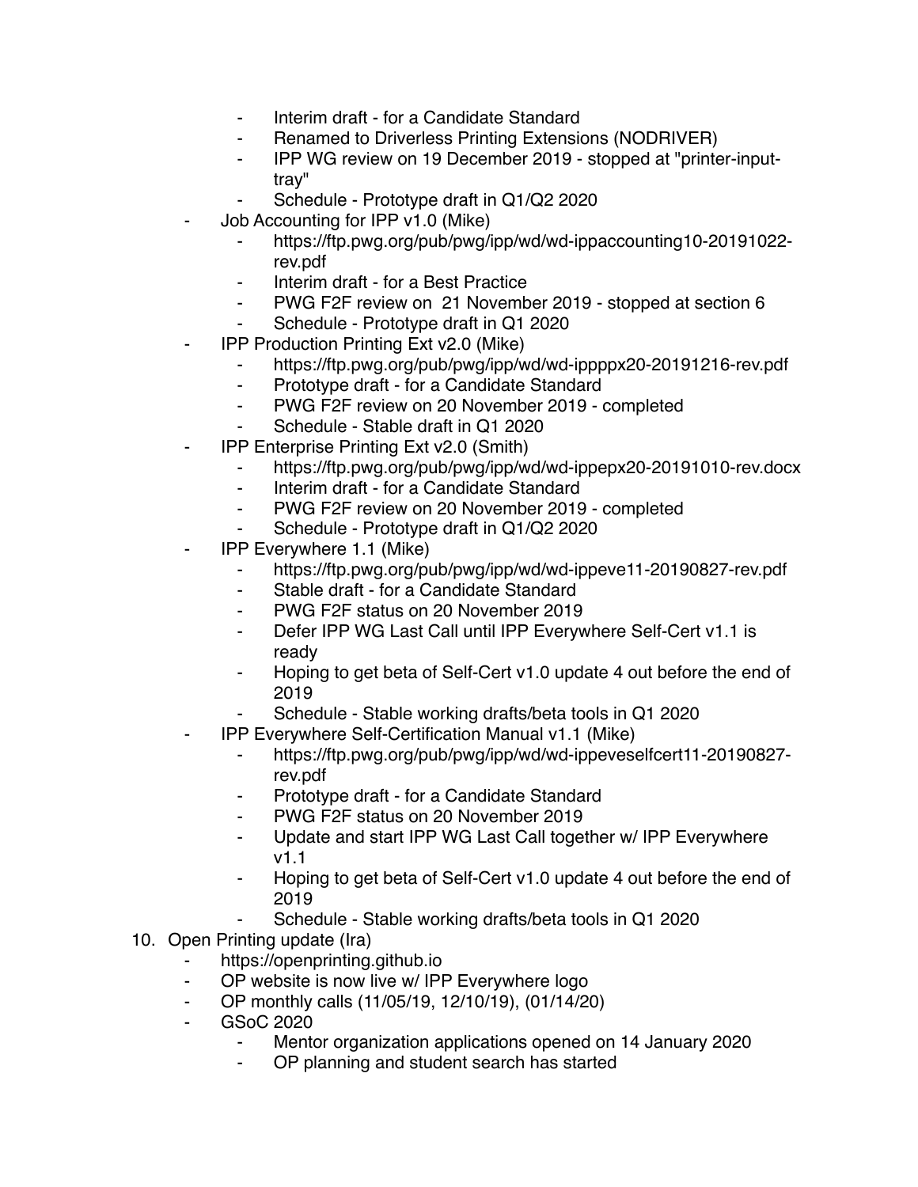- Interim draft - for a Candidate Standard
        - Renamed to Driverless Printing Extensions (NODRIVER)
        - IPP WG review on 19 December 2019 - stopped at "printer-input-tray"
        - Schedule - Prototype draft in Q1/Q2 2020
    - Job Accounting for IPP v1.0 (Mike)
        - https://ftp.pwg.org/pub/pwg/ipp/wd/wd-ippaccounting10-20191022-rev.pdf
        - Interim draft - for a Best Practice
        - PWG F2F review on 21 November 2019 - stopped at section 6
        - Schedule - Prototype draft in Q1 2020
    - IPP Production Printing Ext v2.0 (Mike)
        - https://ftp.pwg.org/pub/pwg/ipp/wd/wd-ippppx20-20191216-rev.pdf
        - Prototype draft - for a Candidate Standard
        - PWG F2F review on 20 November 2019 - completed
        - Schedule - Stable draft in Q1 2020
    - IPP Enterprise Printing Ext v2.0 (Smith)
        - https://ftp.pwg.org/pub/pwg/ipp/wd/wd-ippepx20-20191010-rev.docx
        - Interim draft - for a Candidate Standard
        - PWG F2F review on 20 November 2019 - completed
        - Schedule - Prototype draft in Q1/Q2 2020
    - IPP Everywhere 1.1 (Mike)
        - https://ftp.pwg.org/pub/pwg/ipp/wd/wd-ippeve11-20190827-rev.pdf
        - Stable draft - for a Candidate Standard
        - PWG F2F status on 20 November 2019
        - Defer IPP WG Last Call until IPP Everywhere Self-Cert v1.1 is ready
        - Hoping to get beta of Self-Cert v1.0 update 4 out before the end of 2019
        - Schedule - Stable working drafts/beta tools in Q1 2020
    - IPP Everywhere Self-Certification Manual v1.1 (Mike)
        - https://ftp.pwg.org/pub/pwg/ipp/wd/wd-ippeveselfcert11-20190827-rev.pdf
        - Prototype draft - for a Candidate Standard
        - PWG F2F status on 20 November 2019
        - Update and start IPP WG Last Call together w/ IPP Everywhere v1.1
        - Hoping to get beta of Self-Cert v1.0 update 4 out before the end of 2019
        - Schedule - Stable working drafts/beta tools in Q1 2020

10. Open Printing update (Ira)
    - https://openprinting.github.io
    - OP website is now live w/ IPP Everywhere logo
    - OP monthly calls (11/05/19, 12/10/19), (01/14/20)
    - GSoC 2020
        - Mentor organization applications opened on 14 January 2020
        - OP planning and student search has started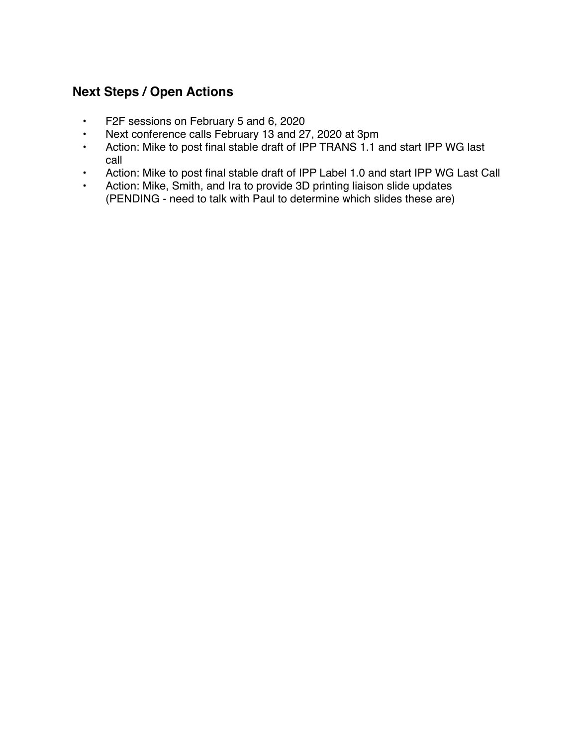## Next Steps / Open Actions

- F2F sessions on February 5 and 6, 2020
- Next conference calls February 13 and 27, 2020 at 3pm
- Action: Mike to post final stable draft of IPP TRANS 1.1 and start IPP WG last call
- Action: Mike to post final stable draft of IPP Label 1.0 and start IPP WG Last Call
- Action: Mike, Smith, and Ira to provide 3D printing liaison slide updates (PENDING - need to talk with Paul to determine which slides these are)